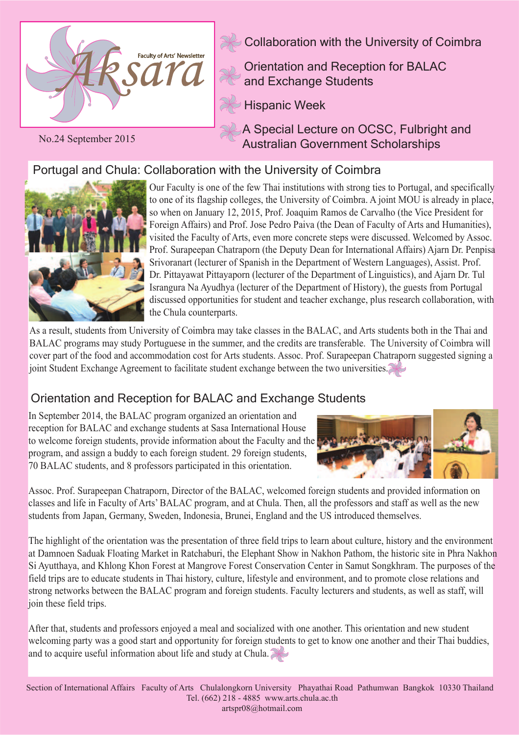# Aksara

Faculty of Arts' Newsletter

No.24 September 2015

- Collaboration with the University of Coimbra
- Orientation and Reception for BALAC and Exchange Students
- Hispanic Week
- A Special Lecture on OCSC, Fulbright and Australian Government Scholarships

## Portugal and Chula: Collaboration with the University of Coimbra

Our Faculty is one of the few Thai institutions with strong ties to Portugal, and specifically to one of its flagship colleges, the University of Coimbra. A joint MOU is already in place, so when on January 12, 2015, Prof. Joaquim Ramos de Carvalho (the Vice President for Foreign Affairs) and Prof. Jose Pedro Paiva (the Dean of Faculty of Arts and Humanities), visited the Faculty of Arts, even more concrete steps were discussed. Welcomed by Assoc. Prof. Surapeepan Chatraporn (the Deputy Dean for International Affairs) Ajarn Dr. Penpisa Srivoranart (lecturer of Spanish in the Department of Western Languages), Assist. Prof. Dr. Pittayawat Pittayaporn (lecturer of the Department of Linguistics), and Ajarn Dr. Tul Israngura Na Ayudhya (lecturer of the Department of History), the guests from Portugal discussed opportunities for student and teacher exchange, plus research collaboration, with the Chula counterparts.

As a result, students from University of Coimbra may take classes in the BALAC, and Arts students both in the Thai and BALAC programs may study Portuguese in the summer, and the credits are transferable. The University of Coimbra will cover part of the food and accommodation cost for Arts students. Assoc. Prof. Surapeepan Chatraporn suggested signing a joint Student Exchange Agreement to facilitate student exchange between the two universities.

## Orientation and Reception for BALAC and Exchange Students

In September 2014, the BALAC program organized an orientation and reception for BALAC and exchange students at Sasa International House to welcome foreign students, provide information about the Faculty and the program, and assign a buddy to each foreign student. 29 foreign students, 70 BALAC students, and 8 professors participated in this orientation.

Assoc. Prof. Surapeepan Chatraporn, Director of the BALAC, welcomed foreign students and provided information on classes and life in Faculty of Arts' BALAC program, and at Chula. Then, all the professors and staff as well as the new students from Japan, Germany, Sweden, Indonesia, Brunei, England and the US introduced themselves.

The highlight of the orientation was the presentation of three field trips to learn about culture, history and the environment at Damnoen Saduak Floating Market in Ratchaburi, the Elephant Show in Nakhon Pathom, the historic site in Phra Nakhon Si Ayutthaya, and Khlong Khon Forest at Mangrove Forest Conservation Center in Samut Songkhram. The purposes of the field trips are to educate students in Thai history, culture, lifestyle and environment, and to promote close relations and strong networks between the BALAC program and foreign students. Faculty lecturers and students, as well as staff, will join these field trips.

After that, students and professors enjoyed a meal and socialized with one another. This orientation and new student welcoming party was a good start and opportunity for foreign students to get to know one another and their Thai buddies, and to acquire useful information about life and study at Chula.

Section of International Affairs Faculty of Arts Chulalongkorn University Phayathai Road Pathumwan Bangkok 10330 Thailand
Tel. (662) 218 - 4885 www.arts.chula.ac.th
artspr08@hotmail.com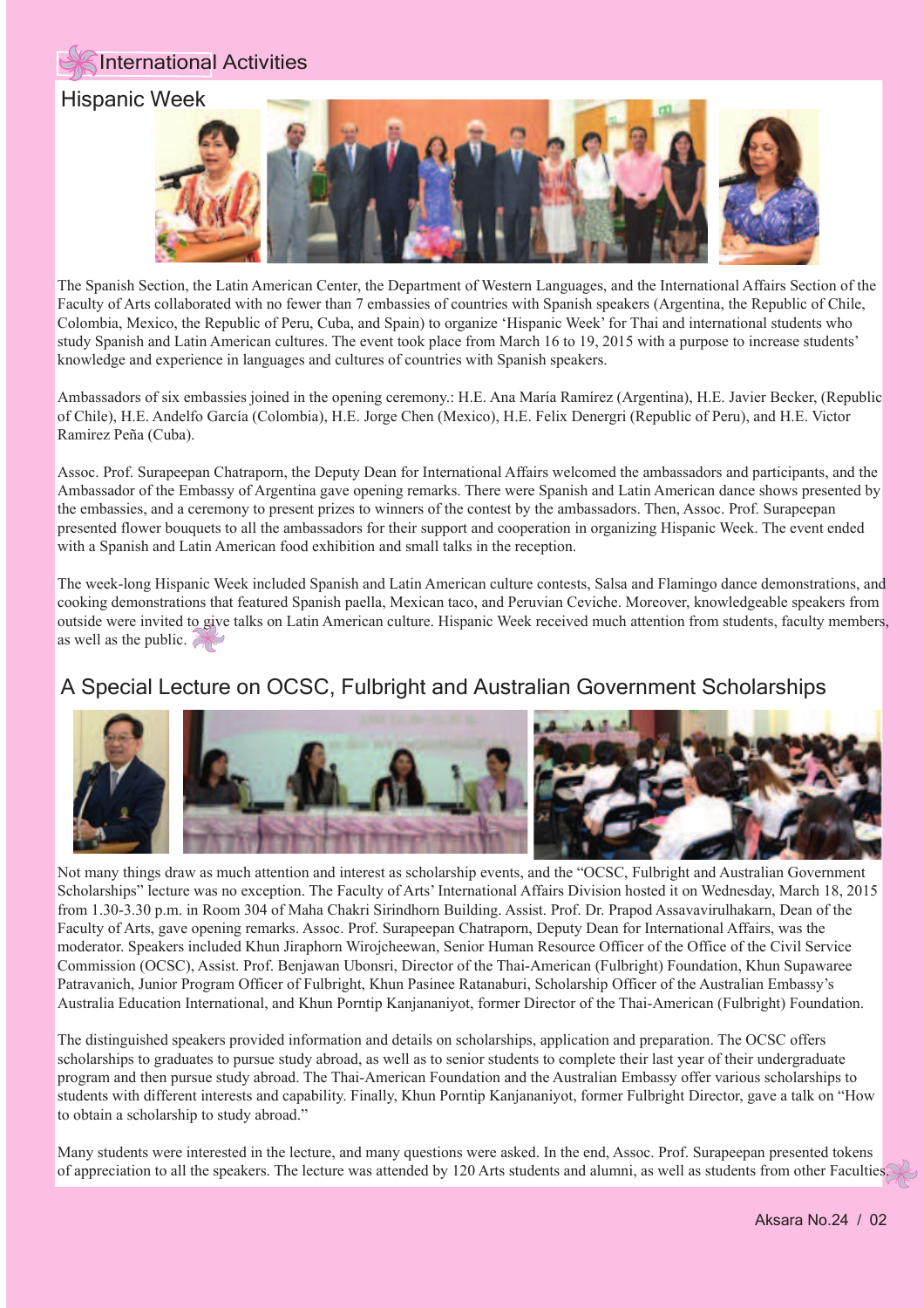# International Activities

## Hispanic Week

The Spanish Section, the Latin American Center, the Department of Western Languages, and the International Affairs Section of the Faculty of Arts collaborated with no fewer than 7 embassies of countries with Spanish speakers (Argentina, the Republic of Chile, Colombia, Mexico, the Republic of Peru, Cuba, and Spain) to organize 'Hispanic Week' for Thai and international students who study Spanish and Latin American cultures. The event took place from March 16 to 19, 2015 with a purpose to increase students' knowledge and experience in languages and cultures of countries with Spanish speakers.

Ambassadors of six embassies joined in the opening ceremony.: H.E. Ana María Ramírez (Argentina), H.E. Javier Becker, (Republic of Chile), H.E. Andelfo García (Colombia), H.E. Jorge Chen (Mexico), H.E. Felix Denergri (Republic of Peru), and H.E. Victor Ramirez Peña (Cuba).

Assoc. Prof. Surapeepan Chatraporn, the Deputy Dean for International Affairs welcomed the ambassadors and participants, and the Ambassador of the Embassy of Argentina gave opening remarks. There were Spanish and Latin American dance shows presented by the embassies, and a ceremony to present prizes to winners of the contest by the ambassadors. Then, Assoc. Prof. Surapeepan presented flower bouquets to all the ambassadors for their support and cooperation in organizing Hispanic Week. The event ended with a Spanish and Latin American food exhibition and small talks in the reception.

The week-long Hispanic Week included Spanish and Latin American culture contests, Salsa and Flamingo dance demonstrations, and cooking demonstrations that featured Spanish paella, Mexican taco, and Peruvian Ceviche. Moreover, knowledgeable speakers from outside were invited to give talks on Latin American culture. Hispanic Week received much attention from students, faculty members, as well as the public.

## A Special Lecture on OCSC, Fulbright and Australian Government Scholarships

Not many things draw as much attention and interest as scholarship events, and the "OCSC, Fulbright and Australian Government Scholarships" lecture was no exception. The Faculty of Arts' International Affairs Division hosted it on Wednesday, March 18, 2015 from 1.30-3.30 p.m. in Room 304 of Maha Chakri Sirindhorn Building. Assist. Prof. Dr. Prapod Assavavirulhakarn, Dean of the Faculty of Arts, gave opening remarks. Assoc. Prof. Surapeepan Chatraporn, Deputy Dean for International Affairs, was the moderator. Speakers included Khun Jiraphorn Wirojcheewan, Senior Human Resource Officer of the Office of the Civil Service Commission (OCSC), Assist. Prof. Benjawan Ubonsri, Director of the Thai-American (Fulbright) Foundation, Khun Supawaree Patravanich, Junior Program Officer of Fulbright, Khun Pasinee Ratanaburi, Scholarship Officer of the Australian Embassy's Australia Education International, and Khun Porntip Kanjananiyot, former Director of the Thai-American (Fulbright) Foundation.

The distinguished speakers provided information and details on scholarships, application and preparation. The OCSC offers scholarships to graduates to pursue study abroad, as well as to senior students to complete their last year of their undergraduate program and then pursue study abroad. The Thai-American Foundation and the Australian Embassy offer various scholarships to students with different interests and capability. Finally, Khun Porntip Kanjananiyot, former Fulbright Director, gave a talk on "How to obtain a scholarship to study abroad."

Many students were interested in the lecture, and many questions were asked. In the end, Assoc. Prof. Surapeepan presented tokens of appreciation to all the speakers. The lecture was attended by 120 Arts students and alumni, as well as students from other Faculties.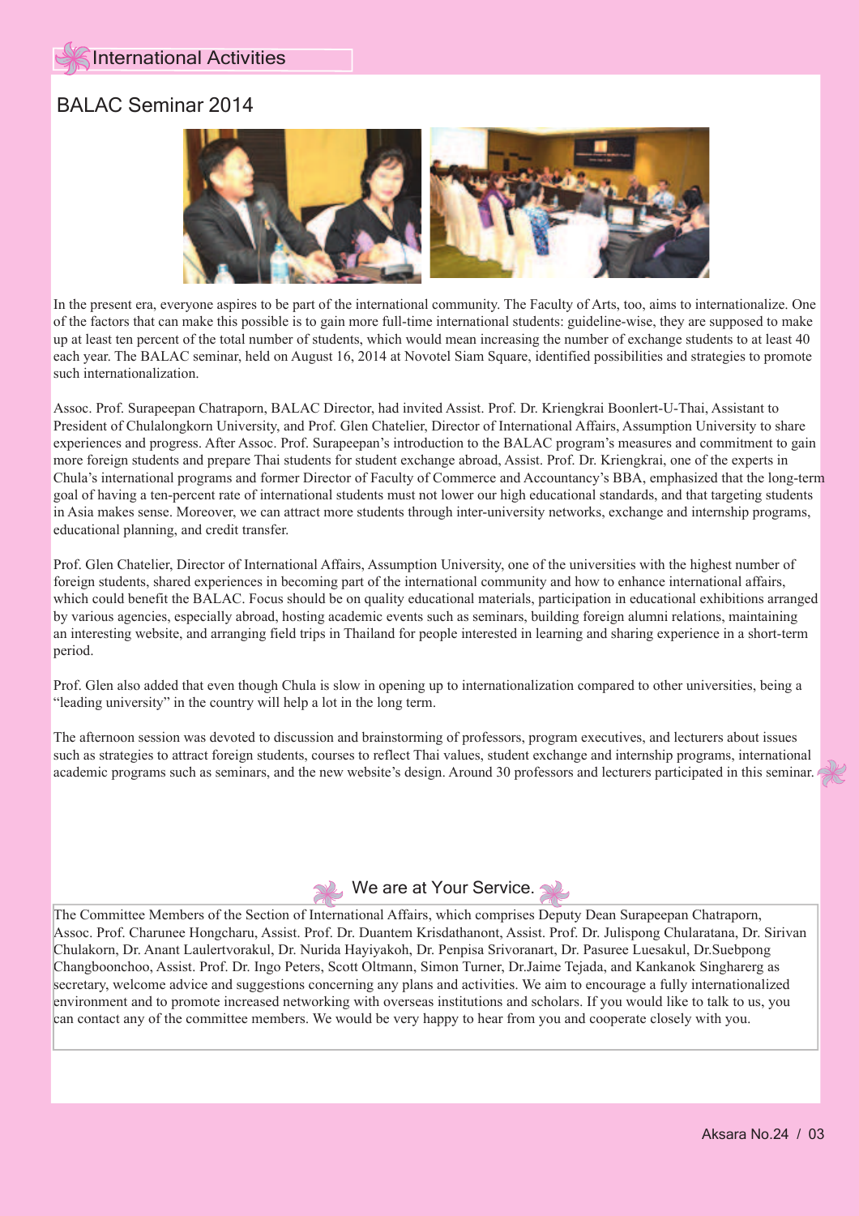## International Activities

# BALAC Seminar 2014

In the present era, everyone aspires to be part of the international community. The Faculty of Arts, too, aims to internationalize. One of the factors that can make this possible is to gain more full-time international students: guideline-wise, they are supposed to make up at least ten percent of the total number of students, which would mean increasing the number of exchange students to at least 40 each year. The BALAC seminar, held on August 16, 2014 at Novotel Siam Square, identified possibilities and strategies to promote such internationalization.

Assoc. Prof. Surapeepan Chatraporn, BALAC Director, had invited Assist. Prof. Dr. Kriengkrai Boonlert-U-Thai, Assistant to President of Chulalongkorn University, and Prof. Glen Chatelier, Director of International Affairs, Assumption University to share experiences and progress. After Assoc. Prof. Surapeepan's introduction to the BALAC program's measures and commitment to gain more foreign students and prepare Thai students for student exchange abroad, Assist. Prof. Dr. Kriengkrai, one of the experts in Chula's international programs and former Director of Faculty of Commerce and Accountancy's BBA, emphasized that the long-term goal of having a ten-percent rate of international students must not lower our high educational standards, and that targeting students in Asia makes sense. Moreover, we can attract more students through inter-university networks, exchange and internship programs, educational planning, and credit transfer.

Prof. Glen Chatelier, Director of International Affairs, Assumption University, one of the universities with the highest number of foreign students, shared experiences in becoming part of the international community and how to enhance international affairs, which could benefit the BALAC. Focus should be on quality educational materials, participation in educational exhibitions arranged by various agencies, especially abroad, hosting academic events such as seminars, building foreign alumni relations, maintaining an interesting website, and arranging field trips in Thailand for people interested in learning and sharing experience in a short-term period.

Prof. Glen also added that even though Chula is slow in opening up to internationalization compared to other universities, being a "leading university" in the country will help a lot in the long term.

The afternoon session was devoted to discussion and brainstorming of professors, program executives, and lecturers about issues such as strategies to attract foreign students, courses to reflect Thai values, student exchange and internship programs, international academic programs such as seminars, and the new website's design. Around 30 professors and lecturers participated in this seminar.

## We are at Your Service.

The Committee Members of the Section of International Affairs, which comprises Deputy Dean Surapeepan Chatraporn, Assoc. Prof. Charunee Hongcharu, Assist. Prof. Dr. Duantem Krisdathanont, Assist. Prof. Dr. Julispong Chularatana, Dr. Sirivan Chulakorn, Dr. Anant Laulertvorakul, Dr. Nurida Hayiyakoh, Dr. Penpisa Srivoranart, Dr. Pasuree Luesakul, Dr.Suebpong Changboonchoo, Assist. Prof. Dr. Ingo Peters, Scott Oltmann, Simon Turner, Dr.Jaime Tejada, and Kankanok Singharerg as secretary, welcome advice and suggestions concerning any plans and activities. We aim to encourage a fully internationalized environment and to promote increased networking with overseas institutions and scholars. If you would like to talk to us, you can contact any of the committee members. We would be very happy to hear from you and cooperate closely with you.